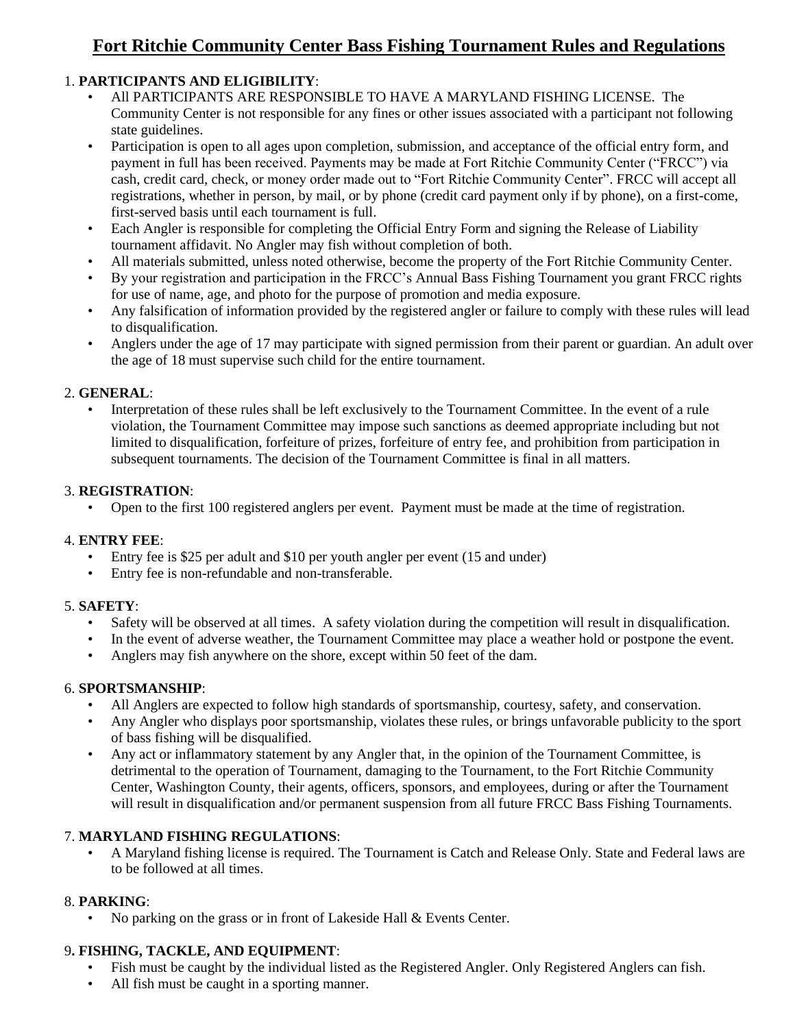# Fort Ritchie Community Center Bass Fishing Tournament Rules and Regulations

1. **PARTICIPANTS AND ELIGIBILITY**:
   - All PARTICIPANTS ARE RESPONSIBLE TO HAVE A MARYLAND FISHING LICENSE. The Community Center is not responsible for any fines or other issues associated with a participant not following state guidelines.
   - Participation is open to all ages upon completion, submission, and acceptance of the official entry form, and payment in full has been received. Payments may be made at Fort Ritchie Community Center ("FRCC") via cash, credit card, check, or money order made out to "Fort Ritchie Community Center". FRCC will accept all registrations, whether in person, by mail, or by phone (credit card payment only if by phone), on a first-come, first-served basis until each tournament is full.
   - Each Angler is responsible for completing the Official Entry Form and signing the Release of Liability tournament affidavit. No Angler may fish without completion of both.
   - All materials submitted, unless noted otherwise, become the property of the Fort Ritchie Community Center.
   - By your registration and participation in the FRCC's Annual Bass Fishing Tournament you grant FRCC rights for use of name, age, and photo for the purpose of promotion and media exposure.
   - Any falsification of information provided by the registered angler or failure to comply with these rules will lead to disqualification.
   - Anglers under the age of 17 may participate with signed permission from their parent or guardian. An adult over the age of 18 must supervise such child for the entire tournament.

2. **GENERAL**:
   - Interpretation of these rules shall be left exclusively to the Tournament Committee. In the event of a rule violation, the Tournament Committee may impose such sanctions as deemed appropriate including but not limited to disqualification, forfeiture of prizes, forfeiture of entry fee, and prohibition from participation in subsequent tournaments. The decision of the Tournament Committee is final in all matters.

3. **REGISTRATION**:
   - Open to the first 100 registered anglers per event. Payment must be made at the time of registration.

4. **ENTRY FEE**:
   - Entry fee is $25 per adult and $10 per youth angler per event (15 and under)
   - Entry fee is non-refundable and non-transferable.

5. **SAFETY**:
   - Safety will be observed at all times. A safety violation during the competition will result in disqualification.
   - In the event of adverse weather, the Tournament Committee may place a weather hold or postpone the event.
   - Anglers may fish anywhere on the shore, except within 50 feet of the dam.

6. **SPORTSMANSHIP**:
   - All Anglers are expected to follow high standards of sportsmanship, courtesy, safety, and conservation.
   - Any Angler who displays poor sportsmanship, violates these rules, or brings unfavorable publicity to the sport of bass fishing will be disqualified.
   - Any act or inflammatory statement by any Angler that, in the opinion of the Tournament Committee, is detrimental to the operation of Tournament, damaging to the Tournament, to the Fort Ritchie Community Center, Washington County, their agents, officers, sponsors, and employees, during or after the Tournament will result in disqualification and/or permanent suspension from all future FRCC Bass Fishing Tournaments.

7. **MARYLAND FISHING REGULATIONS**:
   - A Maryland fishing license is required. The Tournament is Catch and Release Only. State and Federal laws are to be followed at all times.

8. **PARKING**:
   - No parking on the grass or in front of Lakeside Hall & Events Center.

9. **FISHING, TACKLE, AND EQUIPMENT**:
   - Fish must be caught by the individual listed as the Registered Angler. Only Registered Anglers can fish.
   - All fish must be caught in a sporting manner.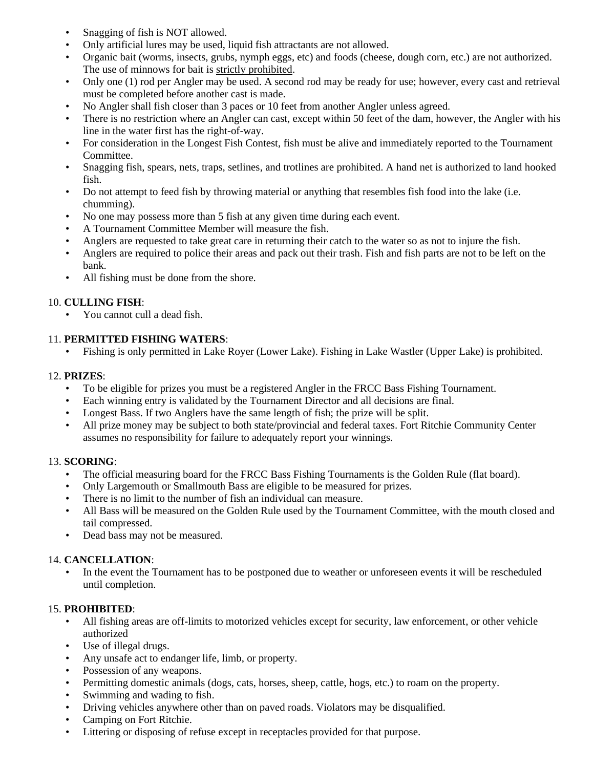- Snagging of fish is NOT allowed.
- Only artificial lures may be used, liquid fish attractants are not allowed.
- Organic bait (worms, insects, grubs, nymph eggs, etc) and foods (cheese, dough corn, etc.) are not authorized. The use of minnows for bait is strictly prohibited.
- Only one (1) rod per Angler may be used. A second rod may be ready for use; however, every cast and retrieval must be completed before another cast is made.
- No Angler shall fish closer than 3 paces or 10 feet from another Angler unless agreed.
- There is no restriction where an Angler can cast, except within 50 feet of the dam, however, the Angler with his line in the water first has the right-of-way.
- For consideration in the Longest Fish Contest, fish must be alive and immediately reported to the Tournament Committee.
- Snagging fish, spears, nets, traps, setlines, and trotlines are prohibited. A hand net is authorized to land hooked fish.
- Do not attempt to feed fish by throwing material or anything that resembles fish food into the lake (i.e. chumming).
- No one may possess more than 5 fish at any given time during each event.
- A Tournament Committee Member will measure the fish.
- Anglers are requested to take great care in returning their catch to the water so as not to injure the fish.
- Anglers are required to police their areas and pack out their trash. Fish and fish parts are not to be left on the bank.
- All fishing must be done from the shore.

10. **CULLING FISH**:
    - You cannot cull a dead fish.

11. **PERMITTED FISHING WATERS**:
    - Fishing is only permitted in Lake Royer (Lower Lake). Fishing in Lake Wastler (Upper Lake) is prohibited.

12. **PRIZES**:
    - To be eligible for prizes you must be a registered Angler in the FRCC Bass Fishing Tournament.
    - Each winning entry is validated by the Tournament Director and all decisions are final.
    - Longest Bass. If two Anglers have the same length of fish; the prize will be split.
    - All prize money may be subject to both state/provincial and federal taxes. Fort Ritchie Community Center assumes no responsibility for failure to adequately report your winnings.

13. **SCORING**:
    - The official measuring board for the FRCC Bass Fishing Tournaments is the Golden Rule (flat board).
    - Only Largemouth or Smallmouth Bass are eligible to be measured for prizes.
    - There is no limit to the number of fish an individual can measure.
    - All Bass will be measured on the Golden Rule used by the Tournament Committee, with the mouth closed and tail compressed.
    - Dead bass may not be measured.

14. **CANCELLATION**:
    - In the event the Tournament has to be postponed due to weather or unforeseen events it will be rescheduled until completion.

15. **PROHIBITED**:
    - All fishing areas are off-limits to motorized vehicles except for security, law enforcement, or other vehicle authorized
    - Use of illegal drugs.
    - Any unsafe act to endanger life, limb, or property.
    - Possession of any weapons.
    - Permitting domestic animals (dogs, cats, horses, sheep, cattle, hogs, etc.) to roam on the property.
    - Swimming and wading to fish.
    - Driving vehicles anywhere other than on paved roads. Violators may be disqualified.
    - Camping on Fort Ritchie.
    - Littering or disposing of refuse except in receptacles provided for that purpose.